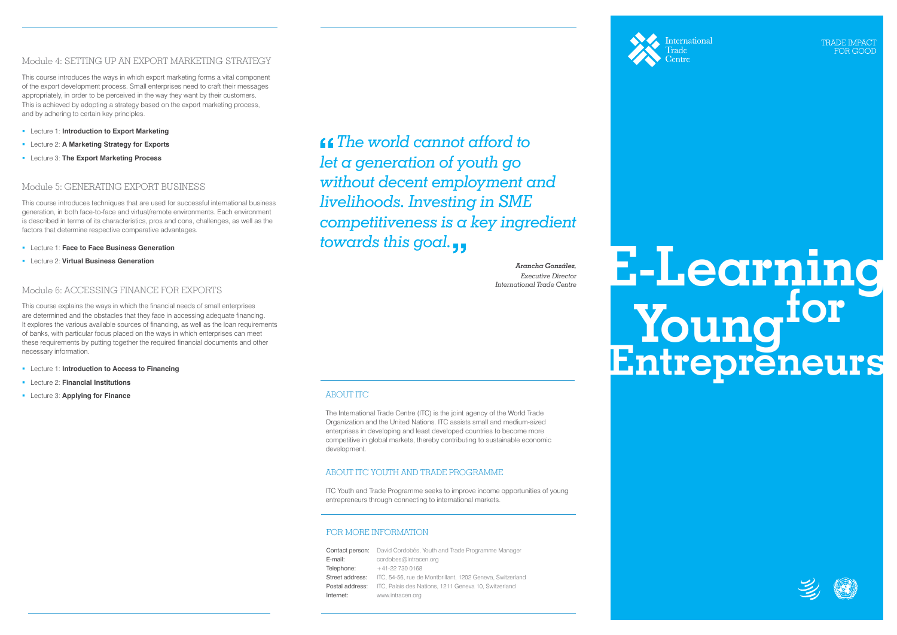## Module 4: SETTING UP AN EXPORT MARKETING STRATEGY

This course introduces the ways in which export marketing forms a vital component of the export development process. Small enterprises need to craft their messages appropriately, in order to be perceived in the way they want by their customers. This is achieved by adopting a strategy based on the export marketing process, and by adhering to certain key principles.

- Lecture 1: **Introduction to Export Marketing**
- Lecture 2: **A Marketing Strategy for Exports**
- Lecture 3: **The Export Marketing Process**

## Module 5: GENERATING EXPORT BUSINESS

This course introduces techniques that are used for successful international business generation, in both face-to-face and virtual/remote environments. Each environment is described in terms of its characteristics, pros and cons, challenges, as well as the factors that determine respective comparative advantages.

- Lecture 1: **Face to Face Business Generation**
- Lecture 2: **Virtual Business Generation**

## Module 6: ACCESSING FINANCE FOR EXPORTS

This course explains the ways in which the financial needs of small enterprises are determined and the obstacles that they face in accessing adequate financing. It explores the various available sources of financing, as well as the loan requirements of banks, with particular focus placed on the ways in which enterprises can meet these requirements by putting together the required financial documents and other necessary information.

- Lecture 1: **Introduction to Access to Financing**
- Lecture 2: **Financial Institutions**
- Lecture 3: **Applying for Finance**

> *"The world cannot afford to let a generation of youth go without decent employment and livelihoods. Investing in SME competitiveness is a key ingredient towards this goal."*
>
> ***Arancha González,***
> *Executive Director*
> *International Trade Centre*

## ABOUT ITC

The International Trade Centre (ITC) is the joint agency of the World Trade Organization and the United Nations. ITC assists small and medium-sized enterprises in developing and least developed countries to become more competitive in global markets, thereby contributing to sustainable economic development.

## ABOUT ITC YOUTH AND TRADE PROGRAMME

ITC Youth and Trade Programme seeks to improve income opportunities of young entrepreneurs through connecting to international markets.

## FOR MORE INFORMATION

| | |
|---|---|
| Contact person: | David Cordobés, Youth and Trade Programme Manager |
| E-mail: | cordobes@intracen.org |
| Telephone: | +41-22 730 0168 |
| Street address: | ITC, 54-56, rue de Montbrillant, 1202 Geneva, Switzerland |
| Postal address: | ITC, Palais des Nations, 1211 Geneva 10, Switzerland |
| Internet: | www.intracen.org |

International Trade Centre

TRADE IMPACT FOR GOOD

# E-Learning for Young Entrepreneurs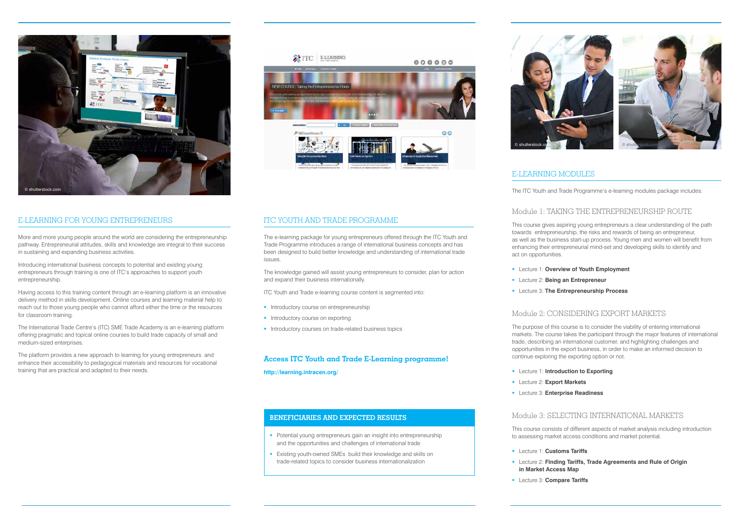## E-LEARNING FOR YOUNG ENTREPRENEURS

More and more young people around the world are considering the entrepreneurship pathway. Entrepreneurial attitudes, skills and knowledge are integral to their success in sustaining and expanding business activities.

Introducing international business concepts to potential and existing young entrepreneurs through training is one of ITC's approaches to support youth entrepreneurship.

Having access to this training content through an e-learning platform is an innovative delivery method in skills development. Online courses and learning material help to reach out to those young people who cannot afford either the time or the resources for classroom training.

The International Trade Centre's (ITC) SME Trade Academy is an e-learning platform offering pragmatic and topical online courses to build trade capacity of small and medium-sized enterprises.

The platform provides a new approach to learning for young entrepreneurs and enhance their accessibility to pedagogical materials and resources for vocational training that are practical and adapted to their needs.

## ITC YOUTH AND TRADE PROGRAMME

The e-learning package for young entrepreneurs offered through the ITC Youth and Trade Programme introduces a range of international business concepts and has been designed to build better knowledge and understanding of international trade issues.

The knowledge gained will assist young entrepreneurs to consider, plan for action and expand their business internationally.

ITC Youth and Trade e-learning course content is segmented into:

- Introductory course on entrepreneurship
- Introductory course on exporting
- Introductory courses on trade-related business topics

### Access ITC Youth and Trade E-Learning programme!

**http://learning.intracen.org/**

### BENEFICIARIES AND EXPECTED RESULTS

- Potential young entrepreneurs gain an insight into entrepreneurship and the opportunities and challenges of international trade
- Existing youth-owned SMEs build their knowledge and skills on trade-related topics to consider business internationalization

## E-LEARNING MODULES

The ITC Youth and Trade Programme's e-learning modules package includes:

### Module 1: TAKING THE ENTREPRENEURSHIP ROUTE

This course gives aspiring young entrepreneurs a clear understanding of the path towards entrepreneurship, the risks and rewards of being an entrepreneur, as well as the business start-up process. Young men and women will benefit from enhancing their entrepreneurial mind-set and developing skills to identify and act on opportunities.

- Lecture 1: **Overview of Youth Employment**
- Lecture 2: **Being an Entrepreneur**
- Lecture 3: **The Entrepreneurship Process**

### Module 2: CONSIDERING EXPORT MARKETS

The purpose of this course is to consider the viability of entering international markets. The course takes the participant through the major features of international trade, describing an international customer, and highlighting challenges and opportunities in the export business, in order to make an informed decision to continue exploring the exporting option or not.

- Lecture 1: **Introduction to Exporting**
- Lecture 2: **Export Markets**
- Lecture 3: **Enterprise Readiness**

### Module 3: SELECTING INTERNATIONAL MARKETS

This course consists of different aspects of market analysis including introduction to assessing market access conditions and market potential.

- Lecture 1: **Customs Tariffs**
- Lecture 2: **Finding Tariffs, Trade Agreements and Rule of Origin in Market Access Map**
- Lecture 3: **Compare Tariffs**